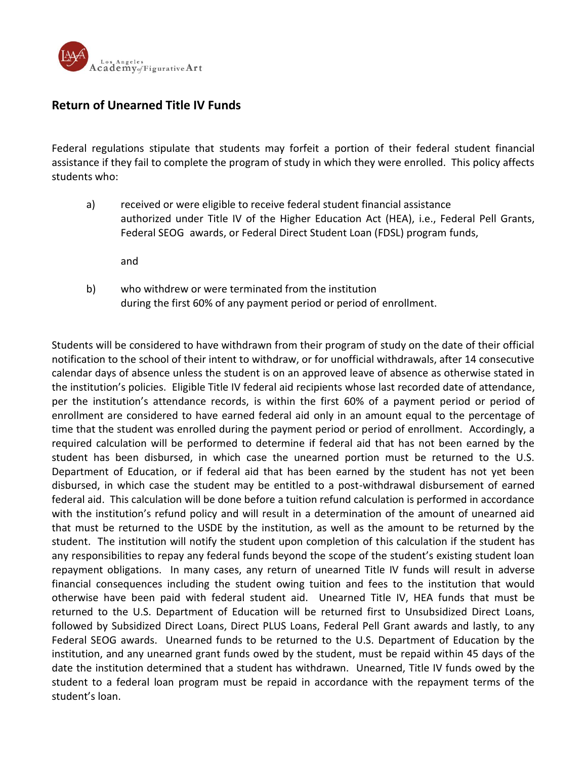## Return of Unearned Title IV Funds

Federal regulations stipulate that students may forfeit a portion of their federal student financial assistance if they fail to complete the program of study in which they were enrolled. This policy affects students who:

a) received or were eligible to receive federal student financial assistance authorized under Title IV of the Higher Education Act (HEA), i.e., Federal Pell Grants, Federal SEOG awards, or Federal Direct Student Loan (FDSL) program funds,

   and

b) who withdrew or were terminated from the institution during the first 60% of any payment period or period of enrollment.

Students will be considered to have withdrawn from their program of study on the date of their official notification to the school of their intent to withdraw, or for unofficial withdrawals, after 14 consecutive calendar days of absence unless the student is on an approved leave of absence as otherwise stated in the institution's policies. Eligible Title IV federal aid recipients whose last recorded date of attendance, per the institution's attendance records, is within the first 60% of a payment period or period of enrollment are considered to have earned federal aid only in an amount equal to the percentage of time that the student was enrolled during the payment period or period of enrollment. Accordingly, a required calculation will be performed to determine if federal aid that has not been earned by the student has been disbursed, in which case the unearned portion must be returned to the U.S. Department of Education, or if federal aid that has been earned by the student has not yet been disbursed, in which case the student may be entitled to a post-withdrawal disbursement of earned federal aid. This calculation will be done before a tuition refund calculation is performed in accordance with the institution's refund policy and will result in a determination of the amount of unearned aid that must be returned to the USDE by the institution, as well as the amount to be returned by the student. The institution will notify the student upon completion of this calculation if the student has any responsibilities to repay any federal funds beyond the scope of the student's existing student loan repayment obligations. In many cases, any return of unearned Title IV funds will result in adverse financial consequences including the student owing tuition and fees to the institution that would otherwise have been paid with federal student aid. Unearned Title IV, HEA funds that must be returned to the U.S. Department of Education will be returned first to Unsubsidized Direct Loans, followed by Subsidized Direct Loans, Direct PLUS Loans, Federal Pell Grant awards and lastly, to any Federal SEOG awards. Unearned funds to be returned to the U.S. Department of Education by the institution, and any unearned grant funds owed by the student, must be repaid within 45 days of the date the institution determined that a student has withdrawn. Unearned, Title IV funds owed by the student to a federal loan program must be repaid in accordance with the repayment terms of the student's loan.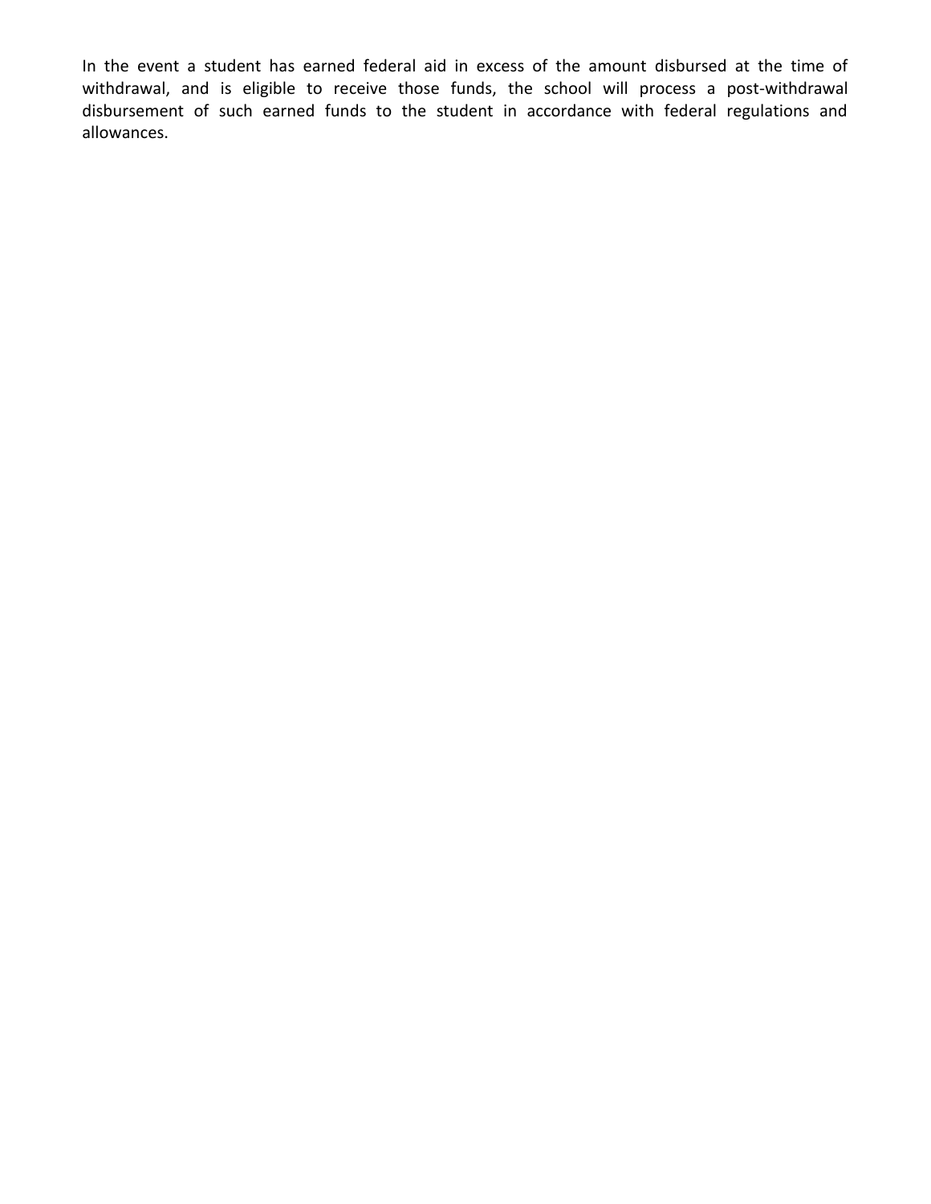In the event a student has earned federal aid in excess of the amount disbursed at the time of withdrawal, and is eligible to receive those funds, the school will process a post-withdrawal disbursement of such earned funds to the student in accordance with federal regulations and allowances.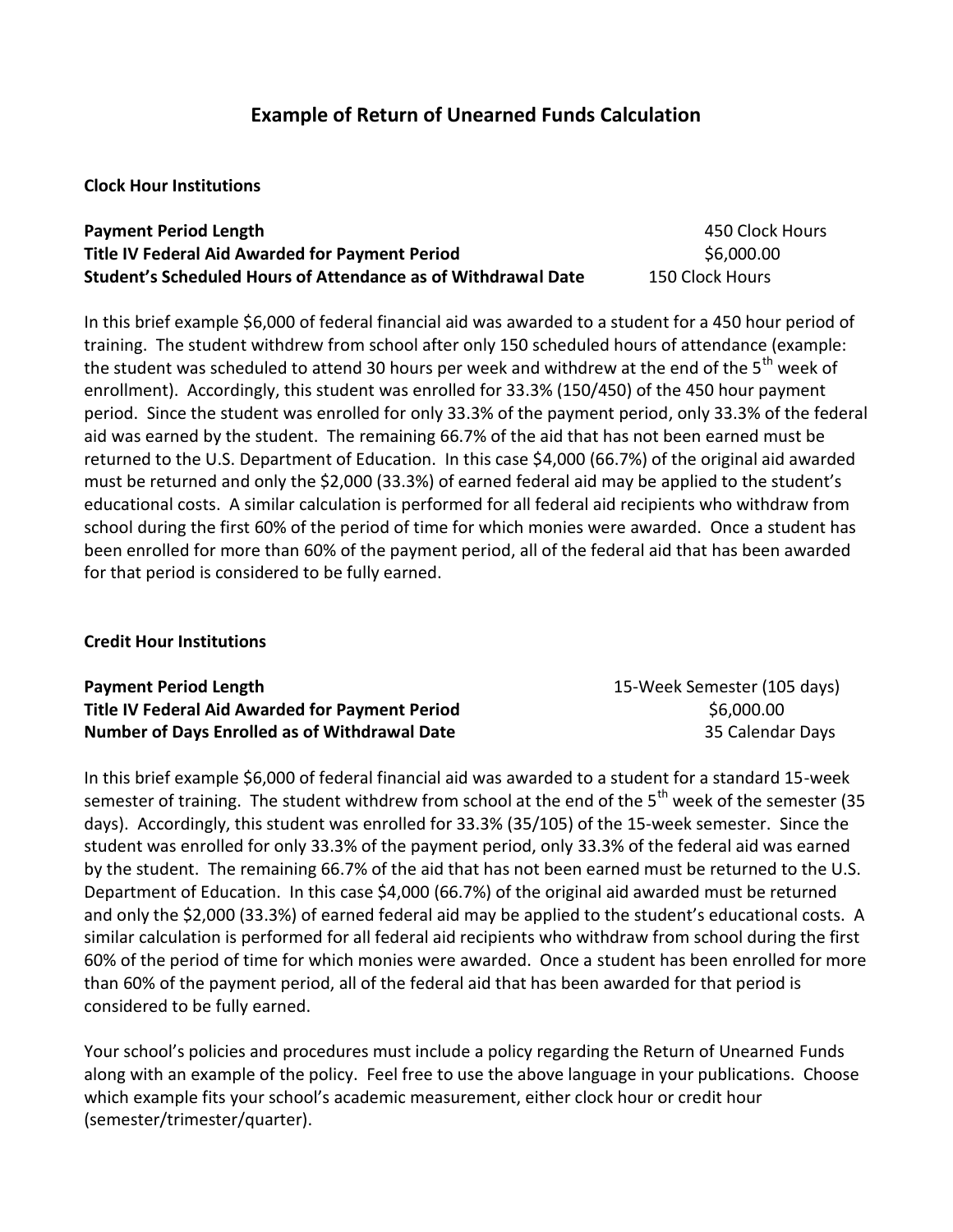# Example of Return of Unearned Funds Calculation

## Clock Hour Institutions

| | |
|---|---|
| **Payment Period Length** | 450 Clock Hours |
| **Title IV Federal Aid Awarded for Payment Period** | $6,000.00 |
| **Student's Scheduled Hours of Attendance as of Withdrawal Date** | 150 Clock Hours |

In this brief example $6,000 of federal financial aid was awarded to a student for a 450 hour period of training. The student withdrew from school after only 150 scheduled hours of attendance (example: the student was scheduled to attend 30 hours per week and withdrew at the end of the 5th week of enrollment). Accordingly, this student was enrolled for 33.3% (150/450) of the 450 hour payment period. Since the student was enrolled for only 33.3% of the payment period, only 33.3% of the federal aid was earned by the student. The remaining 66.7% of the aid that has not been earned must be returned to the U.S. Department of Education. In this case $4,000 (66.7%) of the original aid awarded must be returned and only the $2,000 (33.3%) of earned federal aid may be applied to the student's educational costs. A similar calculation is performed for all federal aid recipients who withdraw from school during the first 60% of the period of time for which monies were awarded. Once a student has been enrolled for more than 60% of the payment period, all of the federal aid that has been awarded for that period is considered to be fully earned.

## Credit Hour Institutions

| | |
|---|---|
| **Payment Period Length** | 15-Week Semester (105 days) |
| **Title IV Federal Aid Awarded for Payment Period** | $6,000.00 |
| **Number of Days Enrolled as of Withdrawal Date** | 35 Calendar Days |

In this brief example $6,000 of federal financial aid was awarded to a student for a standard 15-week semester of training. The student withdrew from school at the end of the 5th week of the semester (35 days). Accordingly, this student was enrolled for 33.3% (35/105) of the 15-week semester. Since the student was enrolled for only 33.3% of the payment period, only 33.3% of the federal aid was earned by the student. The remaining 66.7% of the aid that has not been earned must be returned to the U.S. Department of Education. In this case $4,000 (66.7%) of the original aid awarded must be returned and only the $2,000 (33.3%) of earned federal aid may be applied to the student's educational costs. A similar calculation is performed for all federal aid recipients who withdraw from school during the first 60% of the period of time for which monies were awarded. Once a student has been enrolled for more than 60% of the payment period, all of the federal aid that has been awarded for that period is considered to be fully earned.

Your school's policies and procedures must include a policy regarding the Return of Unearned Funds along with an example of the policy. Feel free to use the above language in your publications. Choose which example fits your school's academic measurement, either clock hour or credit hour (semester/trimester/quarter).